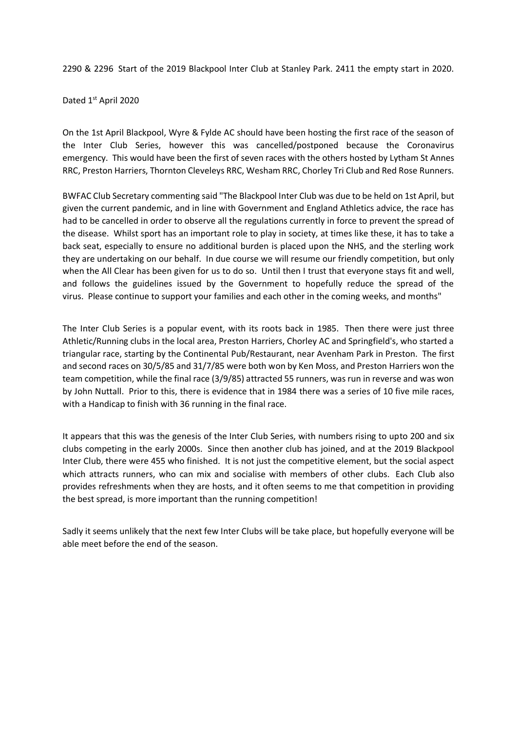2290 & 2296 Start of the 2019 Blackpool Inter Club at Stanley Park. 2411 the empty start in 2020.

Dated 1st April 2020

On the 1st April Blackpool, Wyre & Fylde AC should have been hosting the first race of the season of the Inter Club Series, however this was cancelled/postponed because the Coronavirus emergency. This would have been the first of seven races with the others hosted by Lytham St Annes RRC, Preston Harriers, Thornton Cleveleys RRC, Wesham RRC, Chorley Tri Club and Red Rose Runners.

BWFAC Club Secretary commenting said "The Blackpool Inter Club was due to be held on 1st April, but given the current pandemic, and in line with Government and England Athletics advice, the race has had to be cancelled in order to observe all the regulations currently in force to prevent the spread of the disease. Whilst sport has an important role to play in society, at times like these, it has to take a back seat, especially to ensure no additional burden is placed upon the NHS, and the sterling work they are undertaking on our behalf. In due course we will resume our friendly competition, but only when the All Clear has been given for us to do so. Until then I trust that everyone stays fit and well, and follows the guidelines issued by the Government to hopefully reduce the spread of the virus. Please continue to support your families and each other in the coming weeks, and months"

The Inter Club Series is a popular event, with its roots back in 1985. Then there were just three Athletic/Running clubs in the local area, Preston Harriers, Chorley AC and Springfield's, who started a triangular race, starting by the Continental Pub/Restaurant, near Avenham Park in Preston. The first and second races on 30/5/85 and 31/7/85 were both won by Ken Moss, and Preston Harriers won the team competition, while the final race (3/9/85) attracted 55 runners, was run in reverse and was won by John Nuttall. Prior to this, there is evidence that in 1984 there was a series of 10 five mile races, with a Handicap to finish with 36 running in the final race.

It appears that this was the genesis of the Inter Club Series, with numbers rising to upto 200 and six clubs competing in the early 2000s. Since then another club has joined, and at the 2019 Blackpool Inter Club, there were 455 who finished. It is not just the competitive element, but the social aspect which attracts runners, who can mix and socialise with members of other clubs. Each Club also provides refreshments when they are hosts, and it often seems to me that competition in providing the best spread, is more important than the running competition!

Sadly it seems unlikely that the next few Inter Clubs will be take place, but hopefully everyone will be able meet before the end of the season.